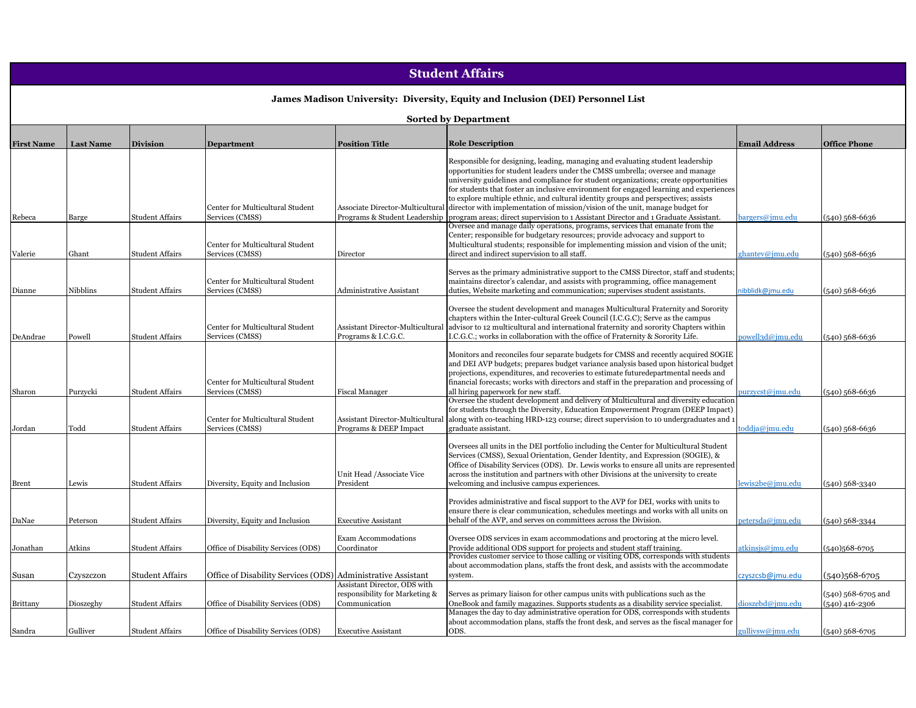## Student Affairs

**James Madison University: Diversity, Equity and Inclusion (DEI) Personnel List**

**Sorted by Department**

| First Name | Last Name | Division | Department | Position Title | Role Description | Email Address | Office Phone |
|---|---|---|---|---|---|---|---|
| Rebeca | Barge | Student Affairs | Center for Multicultural Student Services (CMSS) | Associate Director-Multicultural Programs & Student Leadership | Responsible for designing, leading, managing and evaluating student leadership opportunities for student leaders under the CMSS umbrella; oversee and manage university guidelines and compliance for student organizations; create opportunities for students that foster an inclusive environment for engaged learning and experiences to explore multiple ethnic, and cultural identity groups and perspectives; assists director with implementation of mission/vision of the unit, manage budget for program areas; direct supervision to 1 Assistant Director and 1 Graduate Assistant. | bargers@jmu.edu | (540) 568-6636 |
| Valerie | Ghant | Student Affairs | Center for Multicultural Student Services (CMSS) | Director | Oversee and manage daily operations, programs, services that emanate from the Center; responsible for budgetary resources; provide advocacy and support to Multicultural students; responsible for implementing mission and vision of the unit; direct and indirect supervision to all staff. | ghantev@jmu.edu | (540) 568-6636 |
| Dianne | Nibblins | Student Affairs | Center for Multicultural Student Services (CMSS) | Administrative Assistant | Serves as the primary administrative support to the CMSS Director, staff and students; maintains director's calendar, and assists with programming, office management duties, Website marketing and communication; supervises student assistants. | nibblidk@jmu.edu | (540) 568-6636 |
| DeAndrae | Powell | Student Affairs | Center for Multicultural Student Services (CMSS) | Assistant Director-Multicultural Programs & I.C.G.C. | Oversee the student development and manages Multicultural Fraternity and Sorority chapters within the Inter-cultural Greek Council (I.C.G.C); Serve as the campus advisor to 12 multicultural and international fraternity and sorority Chapters within I.C.G.C.; works in collaboration with the office of Fraternity & Sorority Life. | powell3d@jmu.edu | (540) 568-6636 |
| Sharon | Purzycki | Student Affairs | Center for Multicultural Student Services (CMSS) | Fiscal Manager | Monitors and reconciles four separate budgets for CMSS and recently acquired SOGIE and DEI AVP budgets; prepares budget variance analysis based upon historical budget projections, expenditures, and recoveries to estimate futuredepartmental needs and financial forecasts; works with directors and staff in the preparation and processing of all hiring paperwork for new staff. | purzycst@jmu.edu | (540) 568-6636 |
| Jordan | Todd | Student Affairs | Center for Multicultural Student Services (CMSS) | Assistant Director-Multicultural Programs & DEEP Impact | Oversee the student development and delivery of Multicultural and diversity education for students through the Diversity, Education Empowerment Program (DEEP Impact) along with co-teaching HRD-123 course; direct supervision to 10 undergraduates and 1 graduate assistant. | toddja@jmu.edu | (540) 568-6636 |
| Brent | Lewis | Student Affairs | Diversity, Equity and Inclusion | Unit Head /Associate Vice President | Oversees all units in the DEI portfolio including the Center for Multicultural Student Services (CMSS), Sexual Orientation, Gender Identity, and Expression (SOGIE), & Office of Disability Services (ODS). Dr. Lewis works to ensure all units are represented across the institution and partners with other Divisions at the university to create welcoming and inclusive campus experiences. | lewis2be@jmu.edu | (540) 568-3340 |
| DaNae | Peterson | Student Affairs | Diversity, Equity and Inclusion | Executive Assistant | Provides administrative and fiscal support to the AVP for DEI, works with units to ensure there is clear communication, schedules meetings and works with all units on behalf of the AVP, and serves on committees across the Division. | petersda@jmu.edu | (540) 568-3344 |
| Jonathan | Atkins | Student Affairs | Office of Disability Services (ODS) | Exam Accommodations Coordinator | Oversee ODS services in exam accommodations and proctoring at the micro level. Provide additional ODS support for projects and student staff training. | atkinsjs@jmu.edu | (540)568-6705 |
| Susan | Czyszczon | Student Affairs | Office of Disability Services (ODS) | Administrative Assistant | Provides customer service to those calling or visiting ODS, corresponds with students about accommodation plans, staffs the front desk, and assists with the accommodate system. | czyszcsb@jmu.edu | (540)568-6705 |
| Brittany | Dioszeghy | Student Affairs | Office of Disability Services (ODS) | Assistant Director, ODS with responsibility for Marketing & Communication | Serves as primary liaison for other campus units with publications such as the OneBook and family magazines. Supports students as a disability service specialist. | dioszebd@jmu.edu | (540) 568-6705 and (540) 416-2306 |
| Sandra | Gulliver | Student Affairs | Office of Disability Services (ODS) | Executive Assistant | Manages the day to day administrative operation for ODS, corresponds with students about accommodation plans, staffs the front desk, and serves as the fiscal manager for ODS. | gullivsw@jmu.edu | (540) 568-6705 |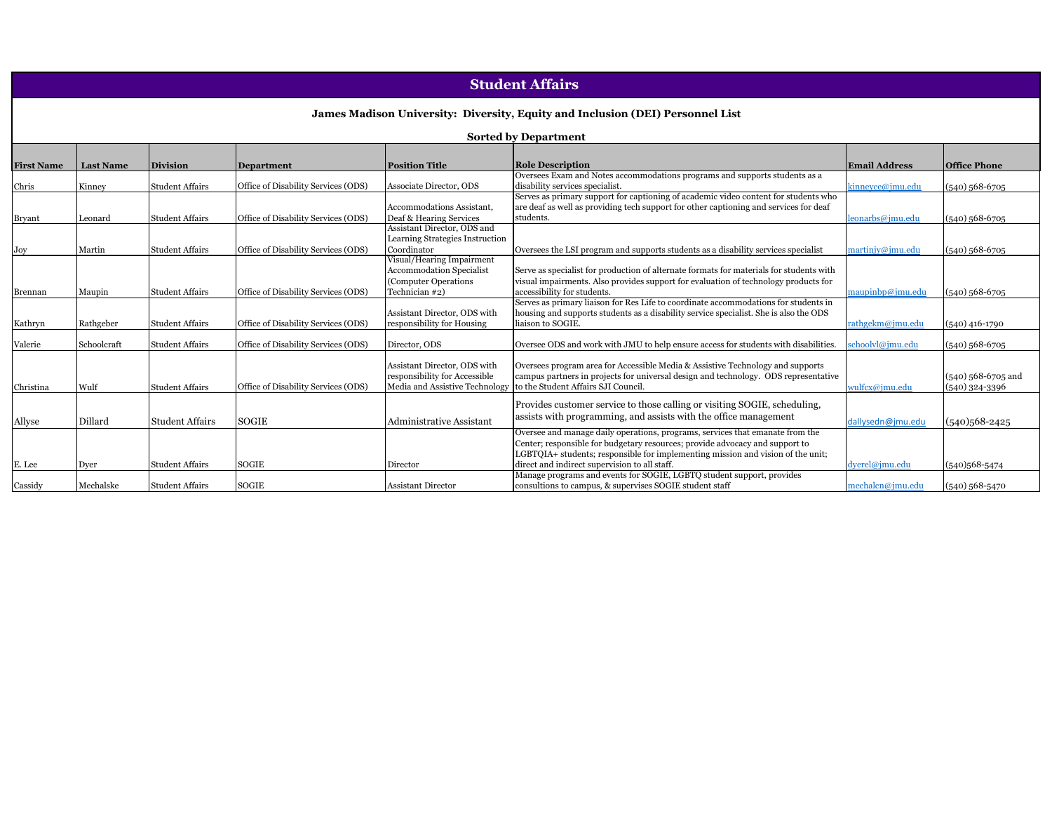## Student Affairs

**James Madison University: Diversity, Equity and Inclusion (DEI) Personnel List**

**Sorted by Department**

| First Name | Last Name | Division | Department | Position Title | Role Description | Email Address | Office Phone |
|---|---|---|---|---|---|---|---|
| Chris | Kinney | Student Affairs | Office of Disability Services (ODS) | Associate Director, ODS | Oversees Exam and Notes accommodations programs and supports students as a disability services specialist. | kinneyce@jmu.edu | (540) 568-6705 |
| Bryant | Leonard | Student Affairs | Office of Disability Services (ODS) | Accommodations Assistant, Deaf & Hearing Services | Serves as primary support for captioning of academic video content for students who are deaf as well as providing tech support for other captioning and services for deaf students. | leonarbs@jmu.edu | (540) 568-6705 |
| Joy | Martin | Student Affairs | Office of Disability Services (ODS) | Assistant Director, ODS and Learning Strategies Instruction Coordinator | Oversees the LSI program and supports students as a disability services specialist | martinjy@jmu.edu | (540) 568-6705 |
| Brennan | Maupin | Student Affairs | Office of Disability Services (ODS) | Visual/Hearing Impairment Accommodation Specialist (Computer Operations Technician #2) | Serve as specialist for production of alternate formats for materials for students with visual impairments. Also provides support for evaluation of technology products for accessibility for students. | maupinbp@jmu.edu | (540) 568-6705 |
| Kathryn | Rathgeber | Student Affairs | Office of Disability Services (ODS) | Assistant Director, ODS with responsibility for Housing | Serves as primary liaison for Res Life to coordinate accommodations for students in housing and supports students as a disability service specialist. She is also the ODS liaison to SOGIE. | rathgekm@jmu.edu | (540) 416-1790 |
| Valerie | Schoolcraft | Student Affairs | Office of Disability Services (ODS) | Director, ODS | Oversee ODS and work with JMU to help ensure access for students with disabilities. | schoolvl@jmu.edu | (540) 568-6705 |
| Christina | Wulf | Student Affairs | Office of Disability Services (ODS) | Assistant Director, ODS with responsibility for Accessible Media and Assistive Technology | Oversees program area for Accessible Media & Assistive Technology and supports campus partners in projects for universal design and technology. ODS representative to the Student Affairs SJI Council. | wulfcx@jmu.edu | (540) 568-6705 and (540) 324-3396 |
| Allyse | Dillard | Student Affairs | SOGIE | Administrative Assistant | Provides customer service to those calling or visiting SOGIE, scheduling, assists with programming, and assists with the office management | dallysedn@jmu.edu | (540)568-2425 |
| E. Lee | Dyer | Student Affairs | SOGIE | Director | Oversee and manage daily operations, programs, services that emanate from the Center; responsible for budgetary resources; provide advocacy and support to LGBTQIA+ students; responsible for implementing mission and vision of the unit; direct and indirect supervision to all staff. | dyerel@jmu.edu | (540)568-5474 |
| Cassidy | Mechalske | Student Affairs | SOGIE | Assistant Director | Manage programs and events for SOGIE, LGBTQ student support, provides consultions to campus, & supervises SOGIE student staff | mechalcn@jmu.edu | (540) 568-5470 |